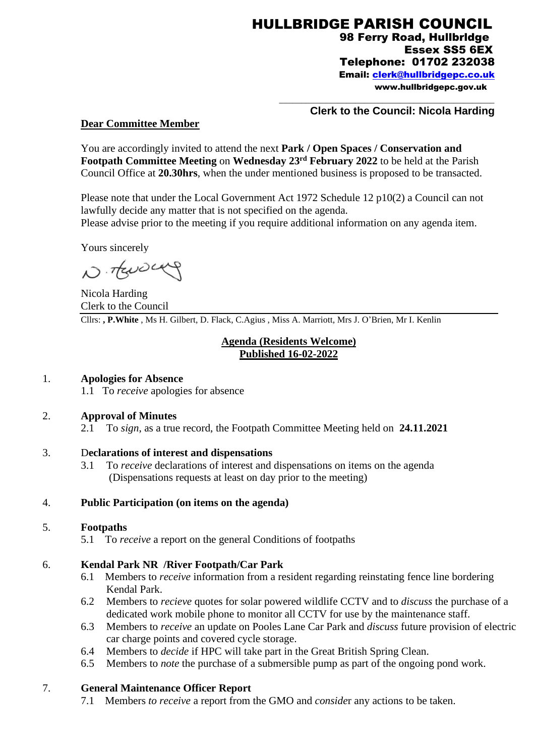# HULLBRIDGE PARISH COUNCIL

**98 Ferry Road, Hullbridge**
**Essex SS5 6EX**
**Telephone: 01702 232038**
**Email: clerk@hullbridgepc.co.uk**
**www.hullbridgepc.gov.uk**

**Clerk to the Council: Nicola Harding**

**Dear Committee Member**

You are accordingly invited to attend the next **Park / Open Spaces / Conservation and Footpath Committee Meeting** on **Wednesday 23rd February 2022** to be held at the Parish Council Office at **20.30hrs**, when the under mentioned business is proposed to be transacted.

Please note that under the Local Government Act 1972 Schedule 12 p10(2) a Council can not lawfully decide any matter that is not specified on the agenda.
Please advise prior to the meeting if you require additional information on any agenda item.

Yours sincerely

N. Harding

Nicola Harding
Clerk to the Council

Cllrs: **, P.White** , Ms H. Gilbert, D. Flack, C.Agius , Miss A. Marriott, Mrs J. O'Brien, Mr I. Kenlin

**Agenda (Residents Welcome)**
**Published 16-02-2022**

1. **Apologies for Absence**
   1.1 To *receive* apologies for absence

2. **Approval of Minutes**
   2.1 To *sign*, as a true record, the Footpath Committee Meeting held on **24.11.2021**

3. D**eclarations of interest and dispensations**
   3.1 To *receive* declarations of interest and dispensations on items on the agenda (Dispensations requests at least on day prior to the meeting)

4. **Public Participation (on items on the agenda)**

5. **Footpaths**
   5.1 To *receive* a report on the general Conditions of footpaths

6. **Kendal Park NR /River Footpath/Car Park**
   6.1 Members to *receive* information from a resident regarding reinstating fence line bordering Kendal Park.
   6.2 Members to *recieve* quotes for solar powered wildlife CCTV and to *discuss* the purchase of a dedicated work mobile phone to monitor all CCTV for use by the maintenance staff.
   6.3 Members to *receive* an update on Pooles Lane Car Park and *discuss* future provision of electric car charge points and covered cycle storage.
   6.4 Members to *decide* if HPC will take part in the Great British Spring Clean.
   6.5 Members to *note* the purchase of a submersible pump as part of the ongoing pond work.

7. **General Maintenance Officer Report**
   7.1 Members *to receive* a report from the GMO and *conside*r any actions to be taken.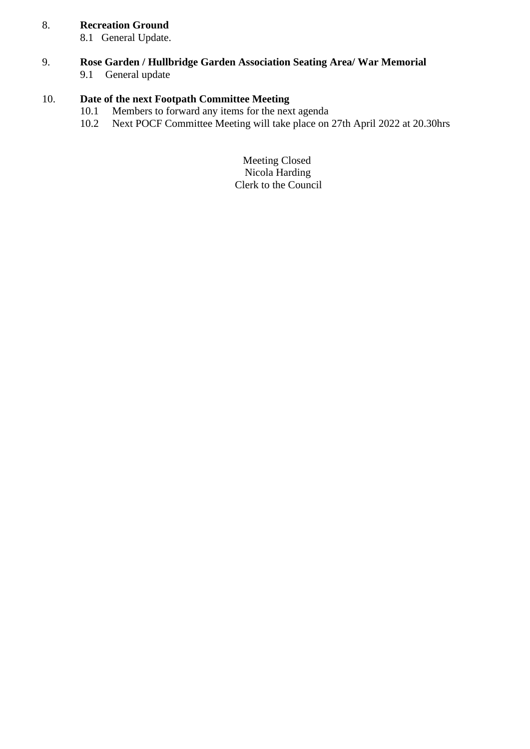8. **Recreation Ground**
   8.1 General Update.

9. **Rose Garden / Hullbridge Garden Association Seating Area/ War Memorial**
   9.1 General update

10. **Date of the next Footpath Committee Meeting**
    10.1 Members to forward any items for the next agenda
    10.2 Next POCF Committee Meeting will take place on 27th April 2022 at 20.30hrs

Meeting Closed
Nicola Harding
Clerk to the Council